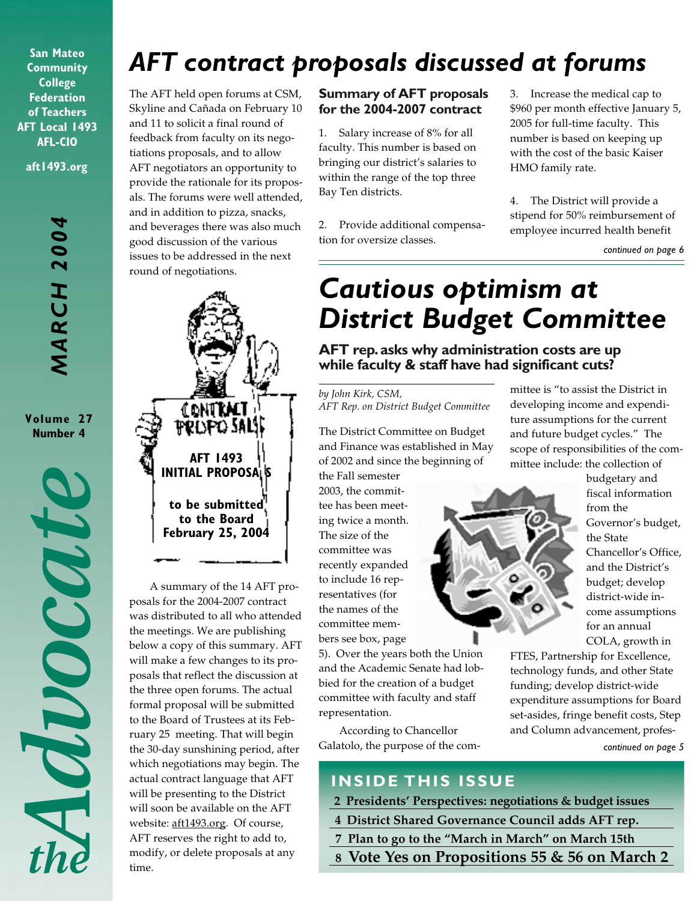San Mateo Community College Federation of Teachers AFT Local 1493 AFL-CIO

aft1493.org

MARCH 2004

Volume 27 Number 4

# the Advocate

# AFT contract proposals discussed at forums

The AFT held open forums at CSM, Skyline and Cañada on February 10 and 11 to solicit a final round of feedback from faculty on its negotiations proposals, and to allow AFT negotiators an opportunity to provide the rationale for its proposals. The forums were well attended, and in addition to pizza, snacks, and beverages there was also much good discussion of the various issues to be addressed in the next round of negotiations.

CONTRACT PROPOSALS

AFT 1493 INITIAL PROPOSALS

to be submitted to the Board February 25, 2004

A summary of the 14 AFT proposals for the 2004-2007 contract was distributed to all who attended the meetings. We are publishing below a copy of this summary. AFT will make a few changes to its proposals that reflect the discussion at the three open forums. The actual formal proposal will be submitted to the Board of Trustees at its February 25 meeting. That will begin the 30-day sunshining period, after which negotiations may begin. The actual contract language that AFT will be presenting to the District will soon be available on the AFT website: aft1493.org. Of course, AFT reserves the right to add to, modify, or delete proposals at any time.

### Summary of AFT proposals for the 2004-2007 contract

1. Salary increase of 8% for all faculty. This number is based on bringing our district's salaries to within the range of the top three Bay Ten districts.

2. Provide additional compensation for oversize classes.

3. Increase the medical cap to $960 per month effective January 5, 2005 for full-time faculty. This number is based on keeping up with the cost of the basic Kaiser HMO family rate.

4. The District will provide a stipend for 50% reimbursement of employee incurred health benefit

*continued on page 6*

# Cautious optimism at District Budget Committee

### AFT rep. asks why administration costs are up while faculty & staff have had significant cuts?

*by John Kirk, CSM, AFT Rep. on District Budget Committee*

The District Committee on Budget and Finance was established in May of 2002 and since the beginning of the Fall semester 2003, the committee has been meeting twice a month. The size of the committee was recently expanded to include 16 representatives (for the names of the committee members see box, page 5). Over the years both the Union and the Academic Senate had lobbied for the creation of a budget committee with faculty and staff representation.

According to Chancellor Galatolo, the purpose of the committee is "to assist the District in developing income and expenditure assumptions for the current and future budget cycles." The scope of responsibilities of the committee include: the collection of budgetary and fiscal information from the Governor's budget, the State Chancellor's Office, and the District's budget; develop district-wide income assumptions for an annual COLA, growth in FTES, Partnership for Excellence, technology funds, and other State funding; develop district-wide expenditure assumptions for Board set-asides, fringe benefit costs, Step and Column advancement, profes-

*continued on page 5*

## INSIDE THIS ISSUE

- 2 Presidents' Perspectives: negotiations & budget issues
- 4 District Shared Governance Council adds AFT rep.
- 7 Plan to go to the "March in March" on March 15th
- 8 Vote Yes on Propositions 55 & 56 on March 2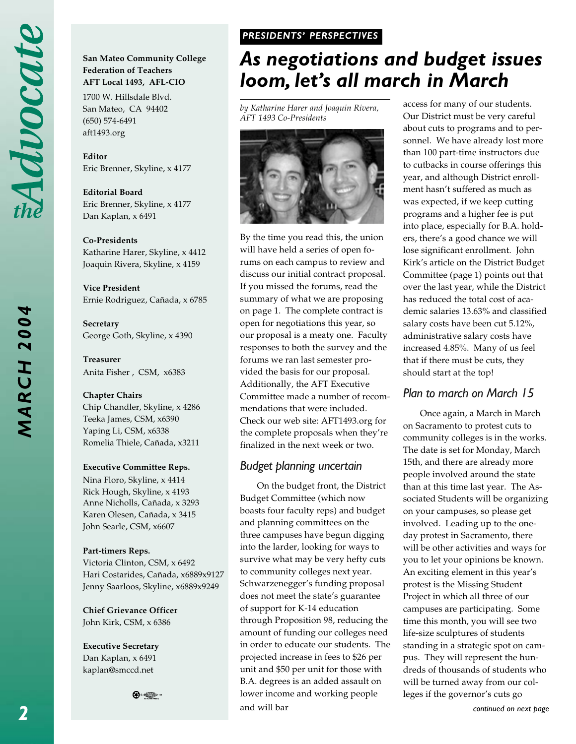San Mateo Community College Federation of Teachers
AFT Local 1493, AFL-CIO

1700 W. Hillsdale Blvd.
San Mateo, CA 94402
(650) 574-6491
aft1493.org

**Editor**
Eric Brenner, Skyline, x 4177

**Editorial Board**
Eric Brenner, Skyline, x 4177
Dan Kaplan, x 6491

**Co-Presidents**
Katharine Harer, Skyline, x 4412
Joaquin Rivera, Skyline, x 4159

**Vice President**
Ernie Rodriguez, Cañada, x 6785

**Secretary**
George Goth, Skyline, x 4390

**Treasurer**
Anita Fisher, CSM, x6383

**Chapter Chairs**
Chip Chandler, Skyline, x 4286
Teeka James, CSM, x6390
Yaping Li, CSM, x6338
Romelia Thiele, Cañada, x3211

**Executive Committee Reps.**
Nina Floro, Skyline, x 4414
Rick Hough, Skyline, x 4193
Anne Nicholls, Cañada, x 3293
Karen Olesen, Cañada, x 3415
John Searle, CSM, x6607

**Part-timers Reps.**
Victoria Clinton, CSM, x 6492
Hari Costarides, Cañada, x6889x9127
Jenny Saarloos, Skyline, x6889x9249

**Chief Grievance Officer**
John Kirk, CSM, x 6386

**Executive Secretary**
Dan Kaplan, x 6491
kaplan@smccd.net

**PRESIDENTS' PERSPECTIVES**

# As negotiations and budget issues loom, let's all march in March

*by Katharine Harer and Joaquin Rivera, AFT 1493 Co-Presidents*

By the time you read this, the union will have held a series of open forums on each campus to review and discuss our initial contract proposal. If you missed the forums, read the summary of what we are proposing on page 1. The complete contract is open for negotiations this year, so our proposal is a meaty one. Faculty responses to both the survey and the forums we ran last semester provided the basis for our proposal. Additionally, the AFT Executive Committee made a number of recommendations that were included. Check our web site: AFT1493.org for the complete proposals when they're finalized in the next week or two.

## Budget planning uncertain

On the budget front, the District Budget Committee (which now boasts four faculty reps) and budget and planning committees on the three campuses have begun digging into the larder, looking for ways to survive what may be very hefty cuts to community colleges next year. Schwarzenegger's funding proposal does not meet the state's guarantee of support for K-14 education through Proposition 98, reducing the amount of funding our colleges need in order to educate our students. The projected increase in fees to $26 per unit and $50 per unit for those with B.A. degrees is an added assault on lower income and working people and will bar access for many of our students. Our District must be very careful about cuts to programs and to personnel. We have already lost more than 100 part-time instructors due to cutbacks in course offerings this year, and although District enrollment hasn't suffered as much as was expected, if we keep cutting programs and a higher fee is put into place, especially for B.A. holders, there's a good chance we will lose significant enrollment. John Kirk's article on the District Budget Committee (page 1) points out that over the last year, while the District has reduced the total cost of academic salaries 13.63% and classified salary costs have been cut 5.12%, administrative salary costs have increased 4.85%. Many of us feel that if there must be cuts, they should start at the top!

## Plan to march on March 15

Once again, a March in March on Sacramento to protest cuts to community colleges is in the works. The date is set for Monday, March 15th, and there are already more people involved around the state than at this time last year. The Associated Students will be organizing on your campuses, so please get involved. Leading up to the one-day protest in Sacramento, there will be other activities and ways for you to let your opinions be known. An exciting element in this year's protest is the Missing Student Project in which all three of our campuses are participating. Some time this month, you will see two life-size sculptures of students standing in a strategic spot on campus. They will represent the hundreds of thousands of students who will be turned away from our colleges if the governor's cuts go

*continued on next page*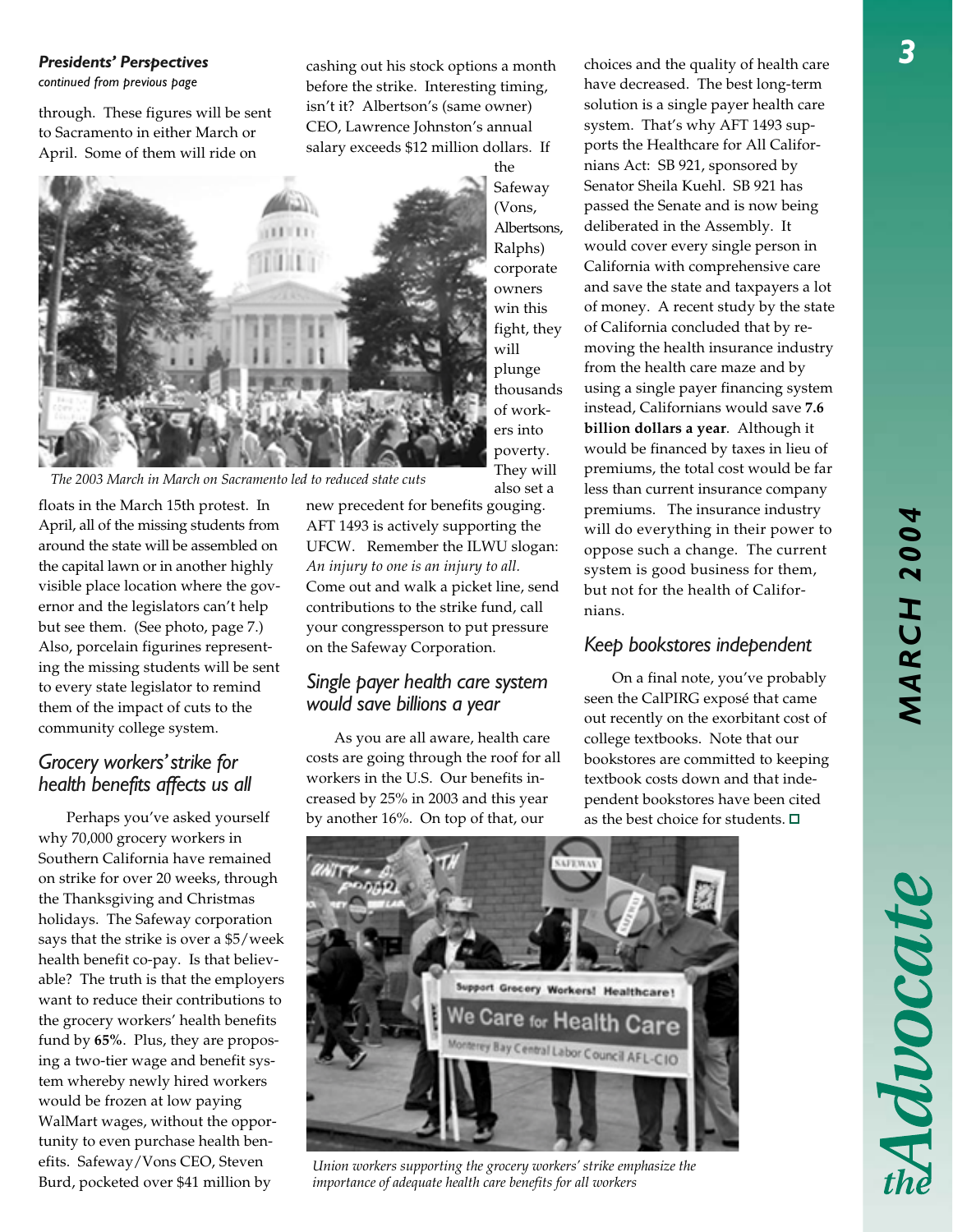***Presidents' Perspectives***
*continued from previous page*

through. These figures will be sent to Sacramento in either March or April. Some of them will ride on floats in the March 15th protest. In April, all of the missing students from around the state will be assembled on the capital lawn or in another highly visible place location where the governor and the legislators can't help but see them. (See photo, page 7.) Also, porcelain figurines representing the missing students will be sent to every state legislator to remind them of the impact of cuts to the community college system.

*The 2003 March in March on Sacramento led to reduced state cuts*

## Grocery workers' strike for health benefits affects us all

Perhaps you've asked yourself why 70,000 grocery workers in Southern California have remained on strike for over 20 weeks, through the Thanksgiving and Christmas holidays. The Safeway corporation says that the strike is over a $5/week health benefit co-pay. Is that believable? The truth is that the employers want to reduce their contributions to the grocery workers' health benefits fund by **65%**. Plus, they are proposing a two-tier wage and benefit system whereby newly hired workers would be frozen at low paying WalMart wages, without the opportunity to even purchase health benefits. Safeway/Vons CEO, Steven Burd, pocketed over $41 million by cashing out his stock options a month before the strike. Interesting timing, isn't it? Albertson's (same owner) CEO, Lawrence Johnston's annual salary exceeds $12 million dollars. If the Safeway (Vons, Albertsons, Ralphs) corporate owners win this fight, they will plunge thousands of workers into poverty. They will also set a new precedent for benefits gouging. AFT 1493 is actively supporting the UFCW. Remember the ILWU slogan: *An injury to one is an injury to all.* Come out and walk a picket line, send contributions to the strike fund, call your congressperson to put pressure on the Safeway Corporation.

## Single payer health care system would save billions a year

As you are all aware, health care costs are going through the roof for all workers in the U.S. Our benefits increased by 25% in 2003 and this year by another 16%. On top of that, our choices and the quality of health care have decreased. The best long-term solution is a single payer health care system. That's why AFT 1493 supports the Healthcare for All Californians Act: SB 921, sponsored by Senator Sheila Kuehl. SB 921 has passed the Senate and is now being deliberated in the Assembly. It would cover every single person in California with comprehensive care and save the state and taxpayers a lot of money. A recent study by the state of California concluded that by removing the health insurance industry from the health care maze and by using a single payer financing system instead, Californians would save **7.6 billion dollars a year**. Although it would be financed by taxes in lieu of premiums, the total cost would be far less than current insurance company premiums. The insurance industry will do everything in their power to oppose such a change. The current system is good business for them, but not for the health of Californians.

## Keep bookstores independent

On a final note, you've probably seen the CalPIRG exposé that came out recently on the exorbitant cost of college textbooks. Note that our bookstores are committed to keeping textbook costs down and that independent bookstores have been cited as the best choice for students. ☐

*Union workers supporting the grocery workers' strike emphasize the importance of adequate health care benefits for all workers*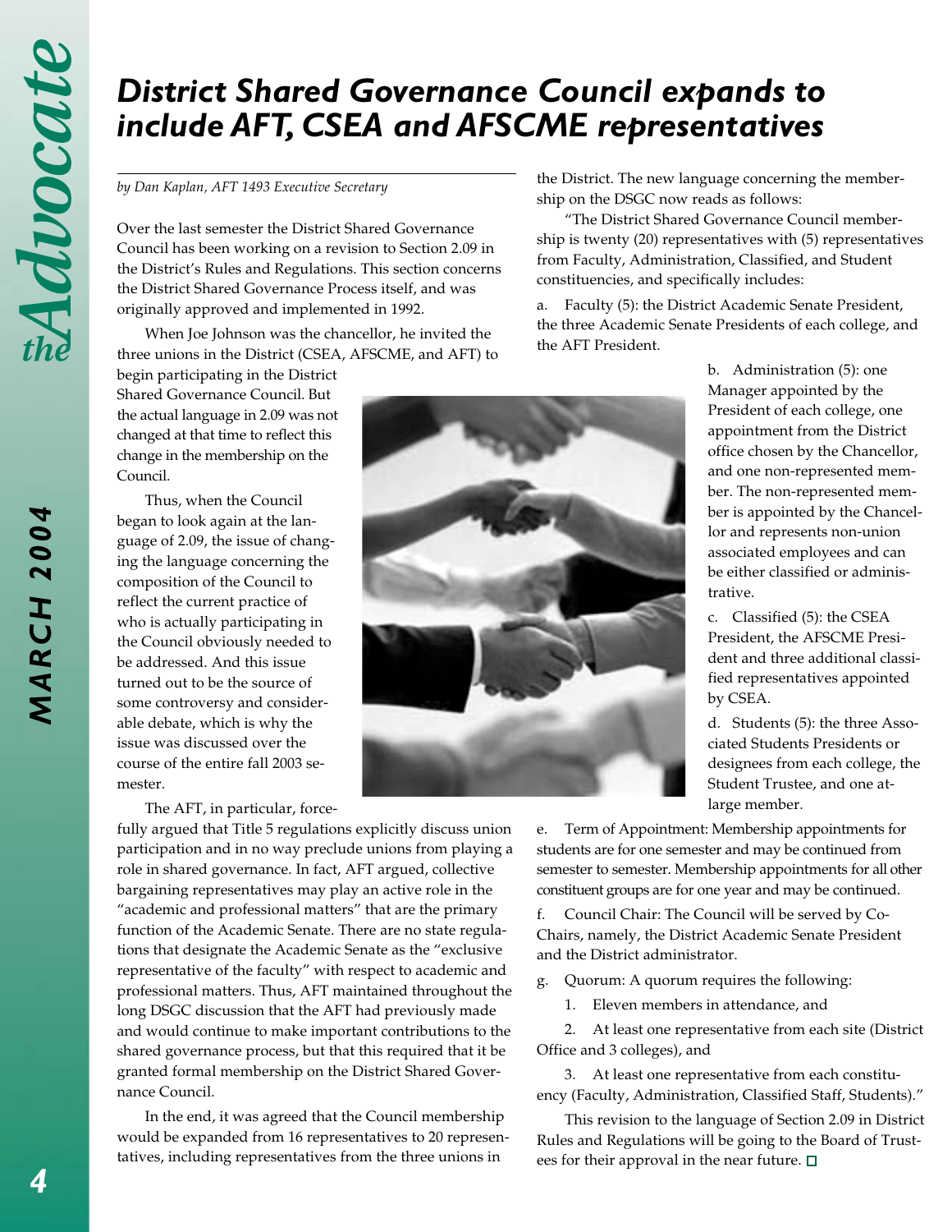# District Shared Governance Council expands to include AFT, CSEA and AFSCME representatives

*by Dan Kaplan, AFT 1493 Executive Secretary*

Over the last semester the District Shared Governance Council has been working on a revision to Section 2.09 in the District's Rules and Regulations. This section concerns the District Shared Governance Process itself, and was originally approved and implemented in 1992.

When Joe Johnson was the chancellor, he invited the three unions in the District (CSEA, AFSCME, and AFT) to begin participating in the District Shared Governance Council. But the actual language in 2.09 was not changed at that time to reflect this change in the membership on the Council.

Thus, when the Council began to look again at the language of 2.09, the issue of changing the language concerning the composition of the Council to reflect the current practice of who is actually participating in the Council obviously needed to be addressed. And this issue turned out to be the source of some controversy and considerable debate, which is why the issue was discussed over the course of the entire fall 2003 semester.

The AFT, in particular, forcefully argued that Title 5 regulations explicitly discuss union participation and in no way preclude unions from playing a role in shared governance. In fact, AFT argued, collective bargaining representatives may play an active role in the "academic and professional matters" that are the primary function of the Academic Senate. There are no state regulations that designate the Academic Senate as the "exclusive representative of the faculty" with respect to academic and professional matters. Thus, AFT maintained throughout the long DSGC discussion that the AFT had previously made and would continue to make important contributions to the shared governance process, but that this required that it be granted formal membership on the District Shared Governance Council.

In the end, it was agreed that the Council membership would be expanded from 16 representatives to 20 representatives, including representatives from the three unions in the District. The new language concerning the membership on the DSGC now reads as follows:

"The District Shared Governance Council membership is twenty (20) representatives with (5) representatives from Faculty, Administration, Classified, and Student constituencies, and specifically includes:

a. Faculty (5): the District Academic Senate President, the three Academic Senate Presidents of each college, and the AFT President.

b. Administration (5): one Manager appointed by the President of each college, one appointment from the District office chosen by the Chancellor, and one non-represented member. The non-represented member is appointed by the Chancellor and represents non-union associated employees and can be either classified or administrative.

c. Classified (5): the CSEA President, the AFSCME President and three additional classified representatives appointed by CSEA.

d. Students (5): the three Associated Students Presidents or designees from each college, the Student Trustee, and one at-large member.

e. Term of Appointment: Membership appointments for students are for one semester and may be continued from semester to semester. Membership appointments for all other constituent groups are for one year and may be continued.

f. Council Chair: The Council will be served by Co-Chairs, namely, the District Academic Senate President and the District administrator.

g. Quorum: A quorum requires the following:

1. Eleven members in attendance, and
2. At least one representative from each site (District Office and 3 colleges), and
3. At least one representative from each constituency (Faculty, Administration, Classified Staff, Students)."

This revision to the language of Section 2.09 in District Rules and Regulations will be going to the Board of Trustees for their approval in the near future. □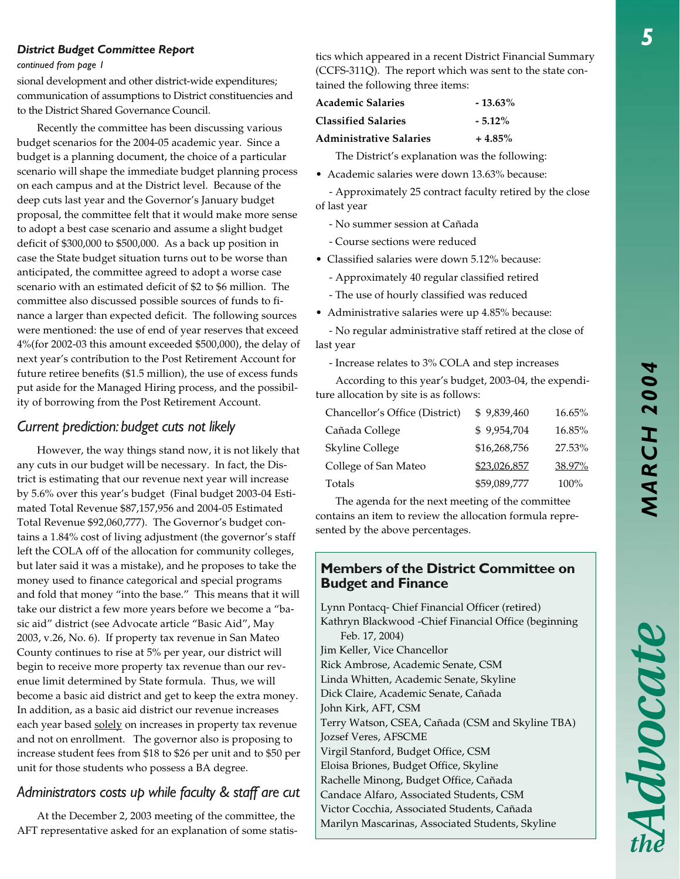### *District Budget Committee Report*

*continued from page 1*

sional development and other district-wide expenditures; communication of assumptions to District constituencies and to the District Shared Governance Council.

Recently the committee has been discussing various budget scenarios for the 2004-05 academic year. Since a budget is a planning document, the choice of a particular scenario will shape the immediate budget planning process on each campus and at the District level. Because of the deep cuts last year and the Governor's January budget proposal, the committee felt that it would make more sense to adopt a best case scenario and assume a slight budget deficit of $300,000 to $500,000. As a back up position in case the State budget situation turns out to be worse than anticipated, the committee agreed to adopt a worse case scenario with an estimated deficit of $2 to $6 million. The committee also discussed possible sources of funds to finance a larger than expected deficit. The following sources were mentioned: the use of end of year reserves that exceed 4%(for 2002-03 this amount exceeded $500,000), the delay of next year's contribution to the Post Retirement Account for future retiree benefits ($1.5 million), the use of excess funds put aside for the Managed Hiring process, and the possibility of borrowing from the Post Retirement Account.

## *Current prediction: budget cuts not likely*

However, the way things stand now, it is not likely that any cuts in our budget will be necessary. In fact, the District is estimating that our revenue next year will increase by 5.6% over this year's budget (Final budget 2003-04 Estimated Total Revenue $87,157,956 and 2004-05 Estimated Total Revenue $92,060,777). The Governor's budget contains a 1.84% cost of living adjustment (the governor's staff left the COLA off of the allocation for community colleges, but later said it was a mistake), and he proposes to take the money used to finance categorical and special programs and fold that money "into the base." This means that it will take our district a few more years before we become a "basic aid" district (see Advocate article "Basic Aid", May 2003, v.26, No. 6). If property tax revenue in San Mateo County continues to rise at 5% per year, our district will begin to receive more property tax revenue than our revenue limit determined by State formula. Thus, we will become a basic aid district and get to keep the extra money. In addition, as a basic aid district our revenue increases each year based solely on increases in property tax revenue and not on enrollment. The governor also is proposing to increase student fees from $18 to $26 per unit and to $50 per unit for those students who possess a BA degree.

## *Administrators costs up while faculty & staff are cut*

At the December 2, 2003 meeting of the committee, the AFT representative asked for an explanation of some statistics which appeared in a recent District Financial Summary (CCFS-311Q). The report which was sent to the state contained the following three items:

| | |
|---|---|
| **Academic Salaries** | **- 13.63%** |
| **Classified Salaries** | **- 5.12%** |
| **Administrative Salaries** | **+ 4.85%** |

The District's explanation was the following:

- Academic salaries were down 13.63% because:
  - Approximately 25 contract faculty retired by the close of last year
  - No summer session at Cañada
  - Course sections were reduced
- Classified salaries were down 5.12% because:
  - Approximately 40 regular classified retired
  - The use of hourly classified was reduced
- Administrative salaries were up 4.85% because:
  - No regular administrative staff retired at the close of last year
  - Increase relates to 3% COLA and step increases

According to this year's budget, 2003-04, the expenditure allocation by site is as follows:

| | | |
|---|---|---|
| Chancellor's Office (District) | $ 9,839,460 | 16.65% |
| Cañada College | $ 9,954,704 | 16.85% |
| Skyline College | $16,268,756 | 27.53% |
| College of San Mateo | $23,026,857 | 38.97% |
| Totals | $59,089,777 | 100% |

The agenda for the next meeting of the committee contains an item to review the allocation formula represented by the above percentages.

### Members of the District Committee on Budget and Finance

Lynn Pontacq- Chief Financial Officer (retired)
Kathryn Blackwood -Chief Financial Office (beginning Feb. 17, 2004)
Jim Keller, Vice Chancellor
Rick Ambrose, Academic Senate, CSM
Linda Whitten, Academic Senate, Skyline
Dick Claire, Academic Senate, Cañada
John Kirk, AFT, CSM
Terry Watson, CSEA, Cañada (CSM and Skyline TBA)
Jozsef Veres, AFSCME
Virgil Stanford, Budget Office, CSM
Eloisa Briones, Budget Office, Skyline
Rachelle Minong, Budget Office, Cañada
Candace Alfaro, Associated Students, CSM
Victor Cocchia, Associated Students, Cañada
Marilyn Mascarinas, Associated Students, Skyline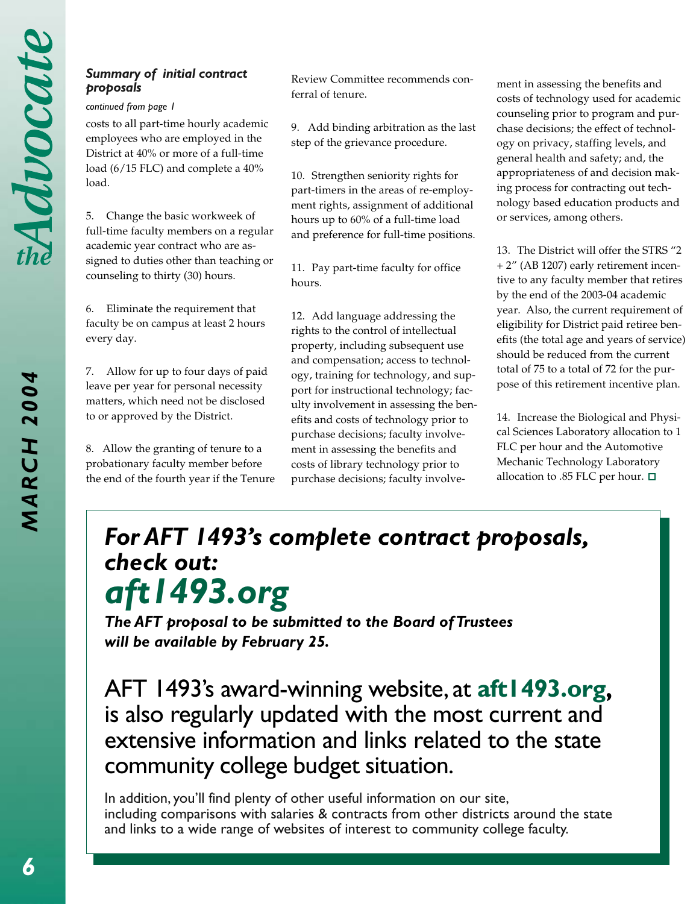### *Summary of initial contract proposals*

*continued from page 1*

costs to all part-time hourly academic employees who are employed in the District at 40% or more of a full-time load (6/15 FLC) and complete a 40% load.

5. Change the basic workweek of full-time faculty members on a regular academic year contract who are assigned to duties other than teaching or counseling to thirty (30) hours.

6. Eliminate the requirement that faculty be on campus at least 2 hours every day.

7. Allow for up to four days of paid leave per year for personal necessity matters, which need not be disclosed to or approved by the District.

8. Allow the granting of tenure to a probationary faculty member before the end of the fourth year if the Tenure Review Committee recommends conferral of tenure.

9. Add binding arbitration as the last step of the grievance procedure.

10. Strengthen seniority rights for part-timers in the areas of re-employment rights, assignment of additional hours up to 60% of a full-time load and preference for full-time positions.

11. Pay part-time faculty for office hours.

12. Add language addressing the rights to the control of intellectual property, including subsequent use and compensation; access to technology, training for technology, and support for instructional technology; faculty involvement in assessing the benefits and costs of technology prior to purchase decisions; faculty involvement in assessing the benefits and costs of library technology prior to purchase decisions; faculty involvement in assessing the benefits and costs of technology used for academic counseling prior to program and purchase decisions; the effect of technology on privacy, staffing levels, and general health and safety; and, the appropriateness of and decision making process for contracting out technology based education products and or services, among others.

13. The District will offer the STRS "2 + 2" (AB 1207) early retirement incentive to any faculty member that retires by the end of the 2003-04 academic year. Also, the current requirement of eligibility for District paid retiree benefits (the total age and years of service) should be reduced from the current total of 75 to a total of 72 for the purpose of this retirement incentive plan.

14. Increase the Biological and Physical Sciences Laboratory allocation to 1 FLC per hour and the Automotive Mechanic Technology Laboratory allocation to .85 FLC per hour. □

## *For AFT 1493's complete contract proposals, check out:*

# *aft1493.org*

***The AFT proposal to be submitted to the Board of Trustees will be available by February 25.***

AFT 1493's award-winning website, at **aft1493.org**, is also regularly updated with the most current and extensive information and links related to the state community college budget situation.

In addition, you'll find plenty of other useful information on our site, including comparisons with salaries & contracts from other districts around the state and links to a wide range of websites of interest to community college faculty.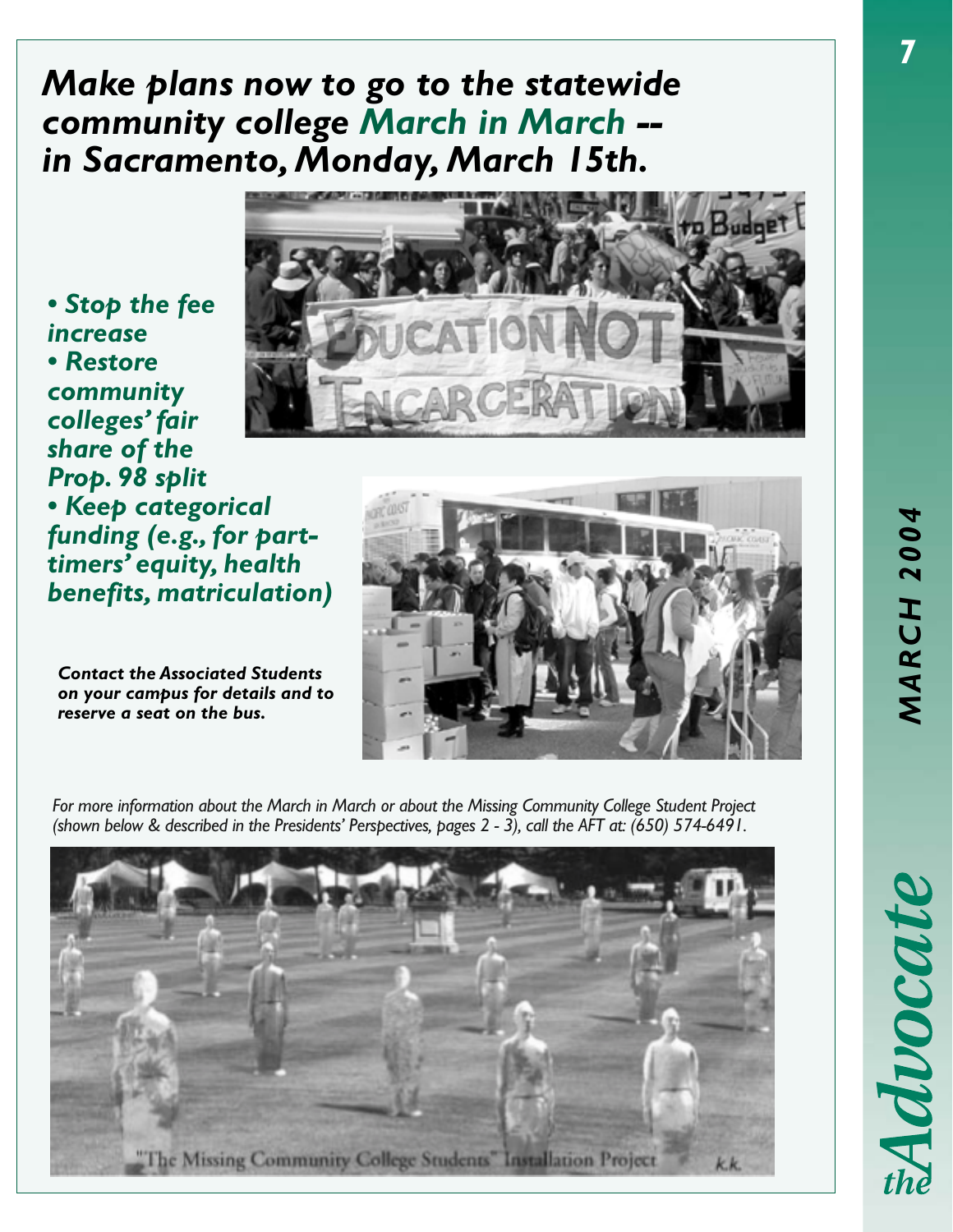# *Make plans now to go to the statewide community college March in March -- in Sacramento, Monday, March 15th.*

- ***Stop the fee increase***
- ***Restore community colleges' fair share of the Prop. 98 split***
- ***Keep categorical funding (e.g., for part-timers' equity, health benefits, matriculation)***

***Contact the Associated Students on your campus for details and to reserve a seat on the bus.***

*For more information about the March in March or about the Missing Community College Student Project (shown below & described in the Presidents' Perspectives, pages 2 - 3), call the AFT at: (650) 574-6491.*

"The Missing Community College Students" Installation Project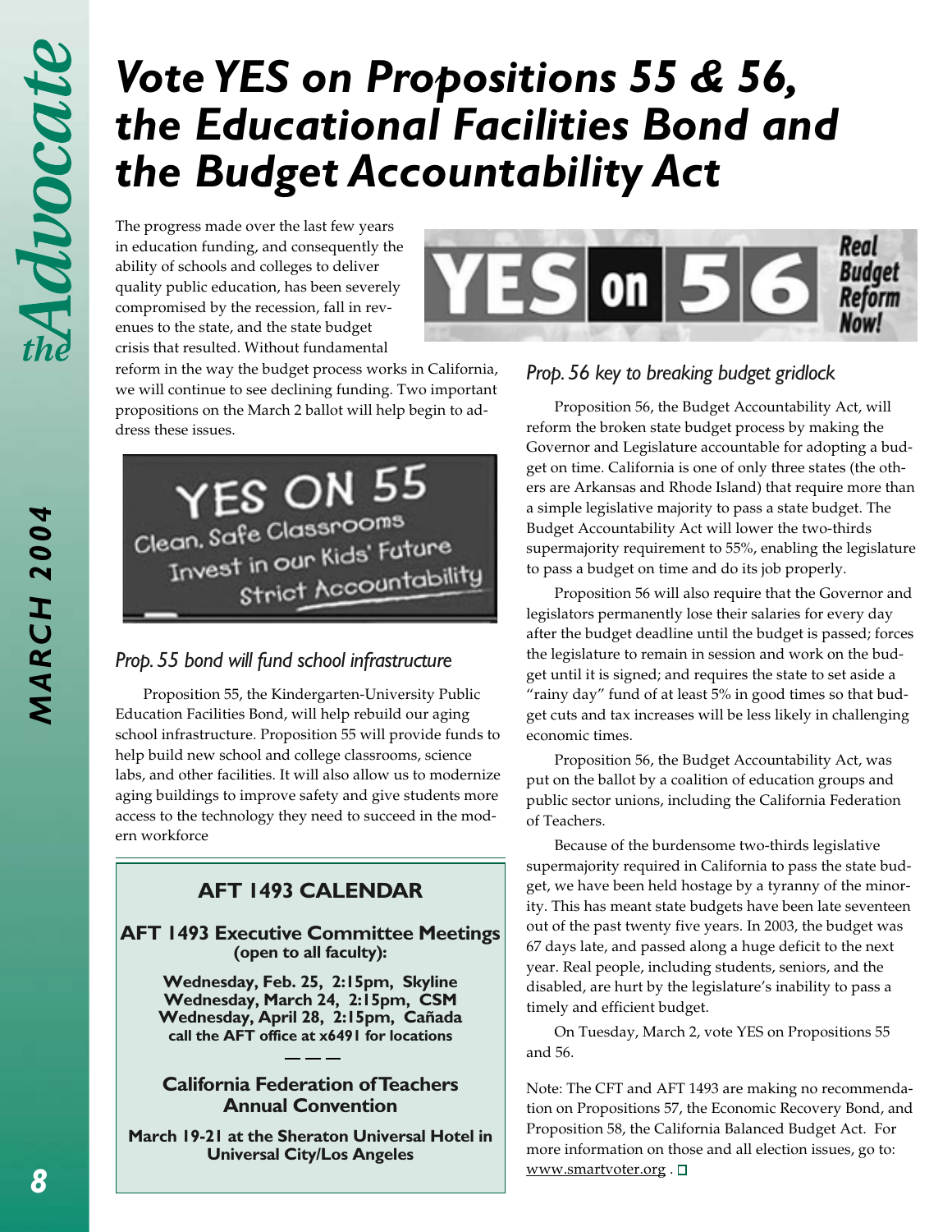# Vote YES on Propositions 55 & 56, the Educational Facilities Bond and the Budget Accountability Act

The progress made over the last few years in education funding, and consequently the ability of schools and colleges to deliver quality public education, has been severely compromised by the recession, fall in revenues to the state, and the state budget crisis that resulted. Without fundamental reform in the way the budget process works in California, we will continue to see declining funding. Two important propositions on the March 2 ballot will help begin to address these issues.

YES ON 55
Clean, Safe Classrooms
Invest in our Kids' Future
Strict Accountability

### *Prop. 55 bond will fund school infrastructure*

Proposition 55, the Kindergarten-University Public Education Facilities Bond, will help rebuild our aging school infrastructure. Proposition 55 will provide funds to help build new school and college classrooms, science labs, and other facilities. It will also allow us to modernize aging buildings to improve safety and give students more access to the technology they need to succeed in the modern workforce

YES on 56 Real Budget Reform Now!

### *Prop. 56 key to breaking budget gridlock*

Proposition 56, the Budget Accountability Act, will reform the broken state budget process by making the Governor and Legislature accountable for adopting a budget on time. California is one of only three states (the others are Arkansas and Rhode Island) that require more than a simple legislative majority to pass a state budget. The Budget Accountability Act will lower the two-thirds supermajority requirement to 55%, enabling the legislature to pass a budget on time and do its job properly.

Proposition 56 will also require that the Governor and legislators permanently lose their salaries for every day after the budget deadline until the budget is passed; forces the legislature to remain in session and work on the budget until it is signed; and requires the state to set aside a "rainy day" fund of at least 5% in good times so that budget cuts and tax increases will be less likely in challenging economic times.

Proposition 56, the Budget Accountability Act, was put on the ballot by a coalition of education groups and public sector unions, including the California Federation of Teachers.

Because of the burdensome two-thirds legislative supermajority required in California to pass the state budget, we have been held hostage by a tyranny of the minority. This has meant state budgets have been late seventeen out of the past twenty five years. In 2003, the budget was 67 days late, and passed along a huge deficit to the next year. Real people, including students, seniors, and the disabled, are hurt by the legislature's inability to pass a timely and efficient budget.

On Tuesday, March 2, vote YES on Propositions 55 and 56.

Note: The CFT and AFT 1493 are making no recommendation on Propositions 57, the Economic Recovery Bond, and Proposition 58, the California Balanced Budget Act. For more information on those and all election issues, go to: www.smartvoter.org .

## AFT 1493 CALENDAR

**AFT 1493 Executive Committee Meetings (open to all faculty):**

**Wednesday, Feb. 25, 2:15pm, Skyline**
**Wednesday, March 24, 2:15pm, CSM**
**Wednesday, April 28, 2:15pm, Cañada**
**call the AFT office at x6491 for locations**

---

**California Federation of Teachers Annual Convention**

**March 19-21 at the Sheraton Universal Hotel in Universal City/Los Angeles**